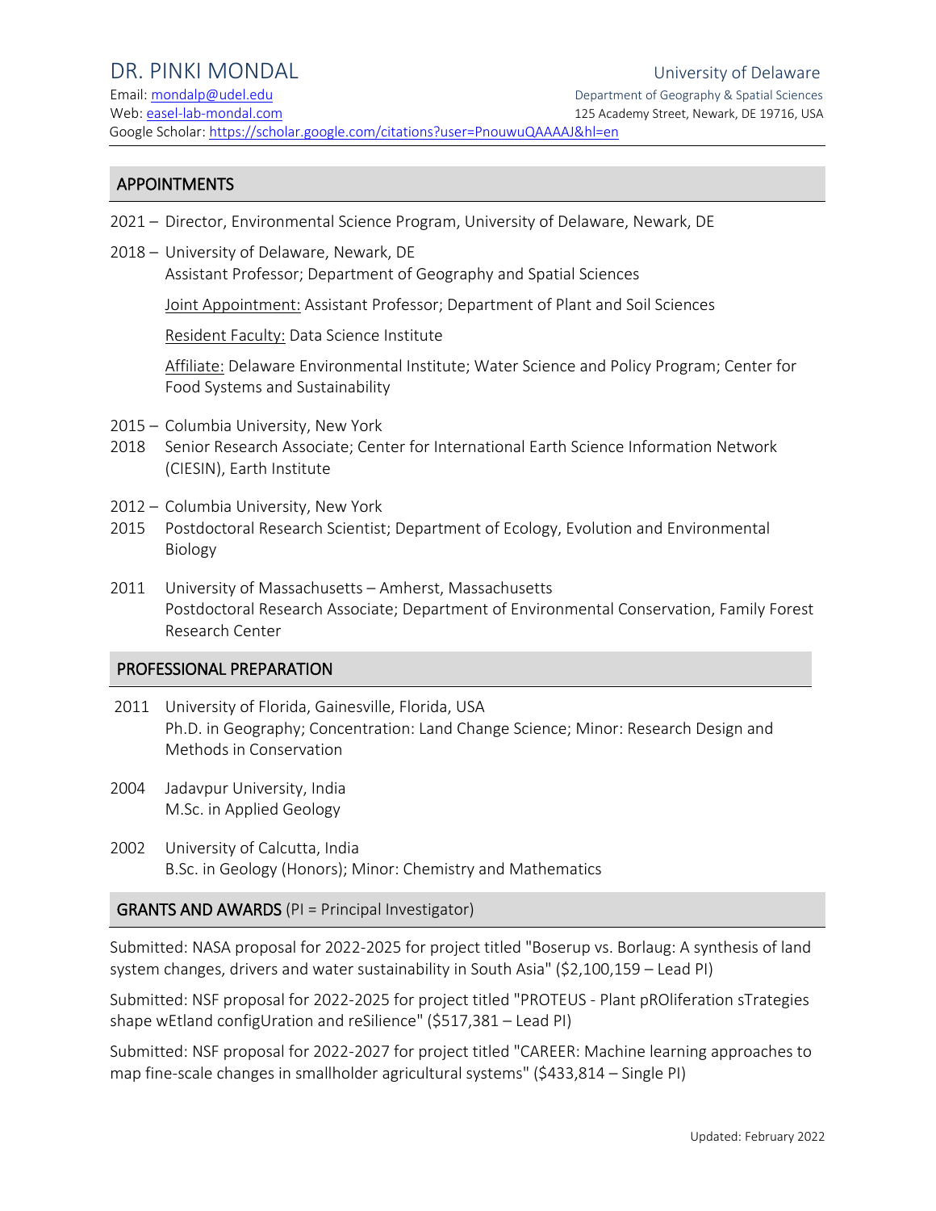# DR. PINKI MONDAL

Email: [mondalp@udel.edu](mailto:mondalp@udel.edu)
Web: [easel-lab-mondal.com](easel-lab-mondal.com)
Google Scholar: [https://scholar.google.com/citations?user=PnouwuQAAAAJ&hl=en](https://scholar.google.com/citations?user=PnouwuQAAAAJ&hl=en)

University of Delaware
Department of Geography & Spatial Sciences
125 Academy Street, Newark, DE 19716, USA

## APPOINTMENTS

2021 – Director, Environmental Science Program, University of Delaware, Newark, DE

2018 – University of Delaware, Newark, DE
Assistant Professor; Department of Geography and Spatial Sciences

Joint Appointment: Assistant Professor; Department of Plant and Soil Sciences

Resident Faculty: Data Science Institute

Affiliate: Delaware Environmental Institute; Water Science and Policy Program; Center for Food Systems and Sustainability

2015 – 2018 Columbia University, New York
Senior Research Associate; Center for International Earth Science Information Network (CIESIN), Earth Institute

2012 – 2015 Columbia University, New York
Postdoctoral Research Scientist; Department of Ecology, Evolution and Environmental Biology

2011 University of Massachusetts – Amherst, Massachusetts
Postdoctoral Research Associate; Department of Environmental Conservation, Family Forest Research Center

## PROFESSIONAL PREPARATION

2011 University of Florida, Gainesville, Florida, USA
Ph.D. in Geography; Concentration: Land Change Science; Minor: Research Design and Methods in Conservation

2004 Jadavpur University, India
M.Sc. in Applied Geology

2002 University of Calcutta, India
B.Sc. in Geology (Honors); Minor: Chemistry and Mathematics

## GRANTS AND AWARDS (PI = Principal Investigator)

Submitted: NASA proposal for 2022-2025 for project titled "Boserup vs. Borlaug: A synthesis of land system changes, drivers and water sustainability in South Asia" ($2,100,159 – Lead PI)

Submitted: NSF proposal for 2022-2025 for project titled "PROTEUS - Plant pROliferation sTrategies shape wEtland configUration and reSilience" ($517,381 – Lead PI)

Submitted: NSF proposal for 2022-2027 for project titled "CAREER: Machine learning approaches to map fine-scale changes in smallholder agricultural systems" ($433,814 – Single PI)

Updated: February 2022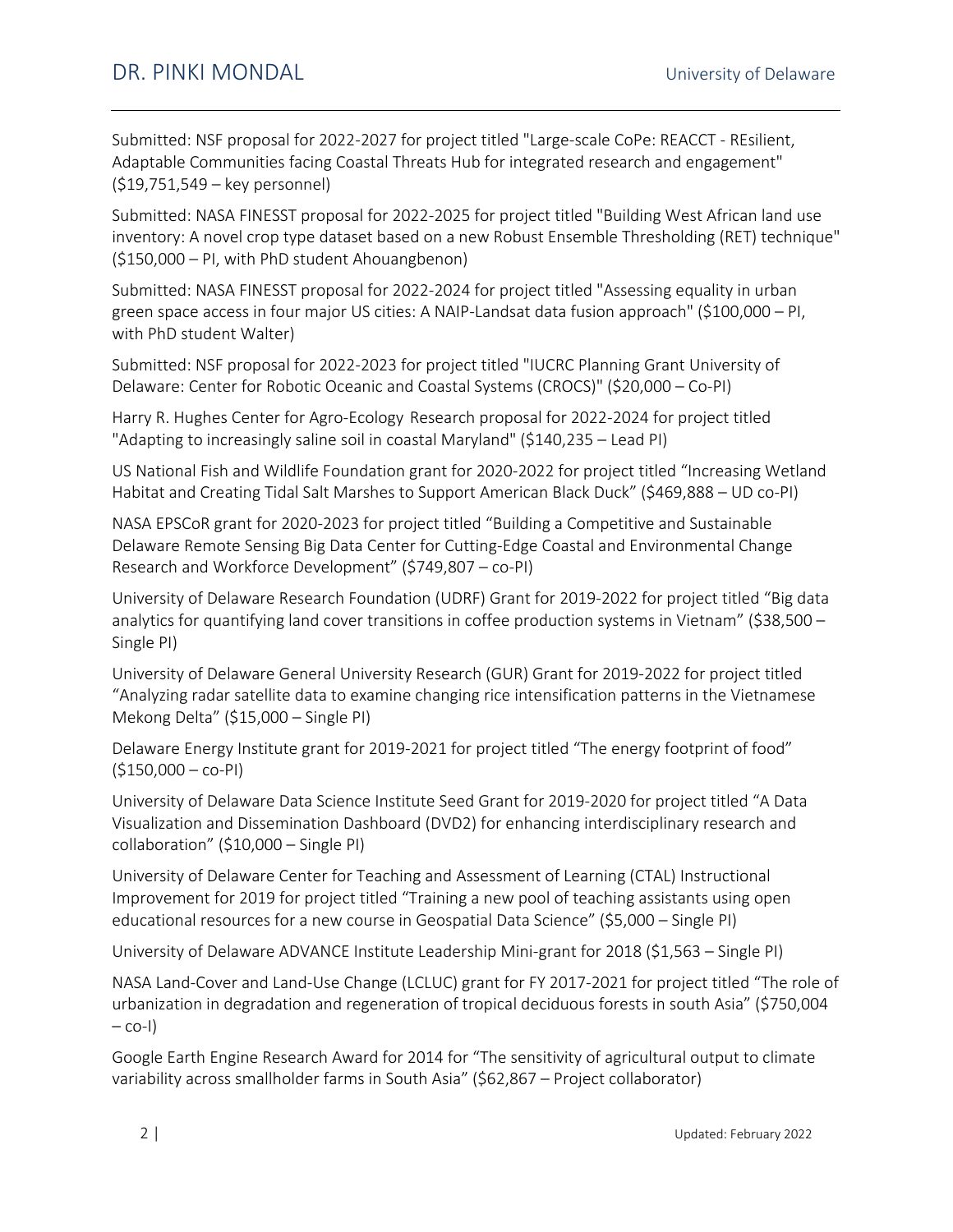Submitted: NSF proposal for 2022-2027 for project titled "Large-scale CoPe: REACCT - REsilient, Adaptable Communities facing Coastal Threats Hub for integrated research and engagement" ($19,751,549 – key personnel)

Submitted: NASA FINESST proposal for 2022-2025 for project titled "Building West African land use inventory: A novel crop type dataset based on a new Robust Ensemble Thresholding (RET) technique" ($150,000 – PI, with PhD student Ahouangbenon)

Submitted: NASA FINESST proposal for 2022-2024 for project titled "Assessing equality in urban green space access in four major US cities: A NAIP-Landsat data fusion approach" ($100,000 – PI, with PhD student Walter)

Submitted: NSF proposal for 2022-2023 for project titled "IUCRC Planning Grant University of Delaware: Center for Robotic Oceanic and Coastal Systems (CROCS)" ($20,000 – Co-PI)

Harry R. Hughes Center for Agro-Ecology Research proposal for 2022-2024 for project titled "Adapting to increasingly saline soil in coastal Maryland" ($140,235 – Lead PI)

US National Fish and Wildlife Foundation grant for 2020-2022 for project titled "Increasing Wetland Habitat and Creating Tidal Salt Marshes to Support American Black Duck" ($469,888 – UD co-PI)

NASA EPSCoR grant for 2020-2023 for project titled "Building a Competitive and Sustainable Delaware Remote Sensing Big Data Center for Cutting-Edge Coastal and Environmental Change Research and Workforce Development" ($749,807 – co-PI)

University of Delaware Research Foundation (UDRF) Grant for 2019-2022 for project titled "Big data analytics for quantifying land cover transitions in coffee production systems in Vietnam" ($38,500 – Single PI)

University of Delaware General University Research (GUR) Grant for 2019-2022 for project titled "Analyzing radar satellite data to examine changing rice intensification patterns in the Vietnamese Mekong Delta" ($15,000 – Single PI)

Delaware Energy Institute grant for 2019-2021 for project titled "The energy footprint of food" ($150,000 – co-PI)

University of Delaware Data Science Institute Seed Grant for 2019-2020 for project titled "A Data Visualization and Dissemination Dashboard (DVD2) for enhancing interdisciplinary research and collaboration" ($10,000 – Single PI)

University of Delaware Center for Teaching and Assessment of Learning (CTAL) Instructional Improvement for 2019 for project titled "Training a new pool of teaching assistants using open educational resources for a new course in Geospatial Data Science" ($5,000 – Single PI)

University of Delaware ADVANCE Institute Leadership Mini-grant for 2018 ($1,563 – Single PI)

NASA Land-Cover and Land-Use Change (LCLUC) grant for FY 2017-2021 for project titled "The role of urbanization in degradation and regeneration of tropical deciduous forests in south Asia" ($750,004 – co-I)

Google Earth Engine Research Award for 2014 for "The sensitivity of agricultural output to climate variability across smallholder farms in South Asia" ($62,867 – Project collaborator)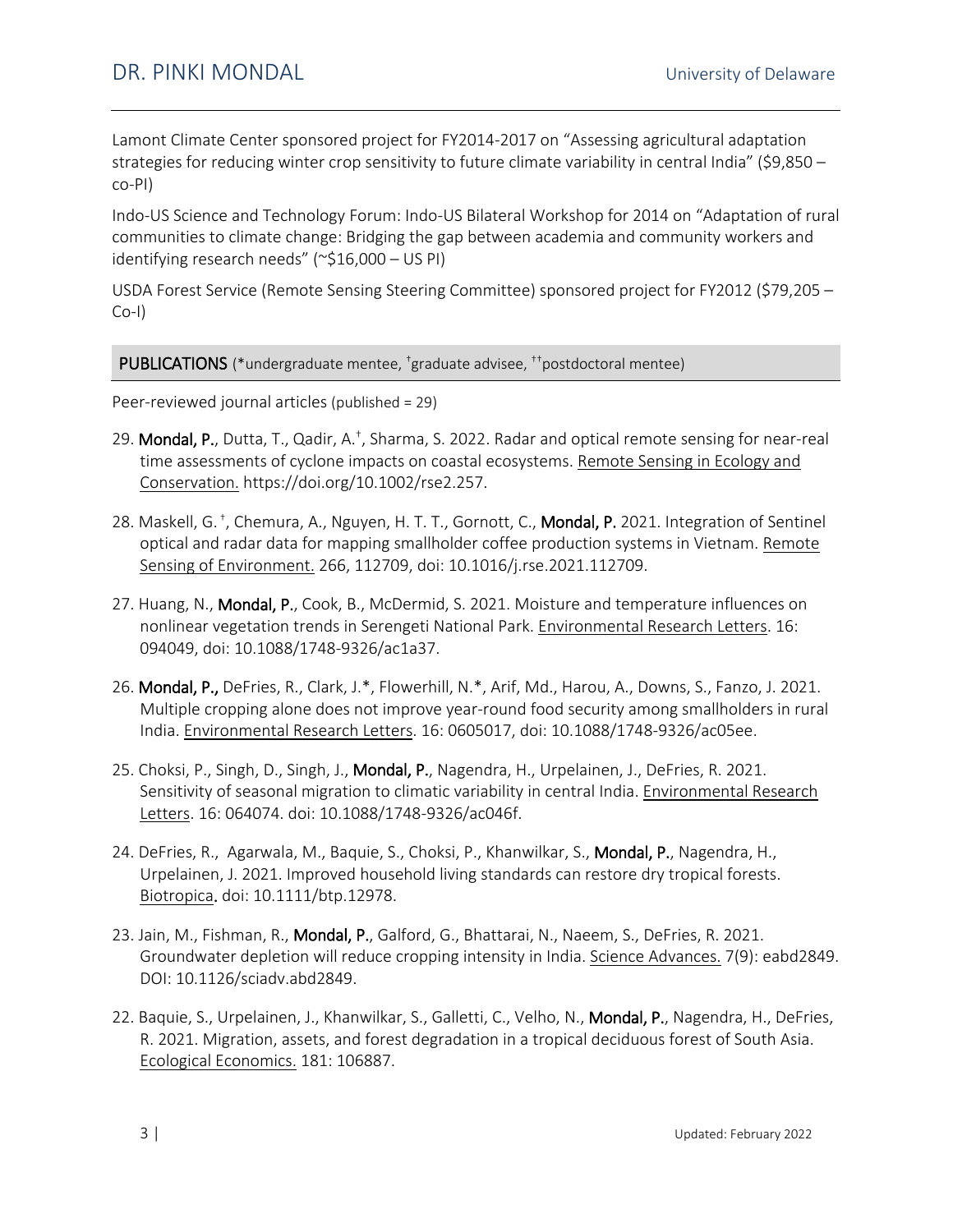Lamont Climate Center sponsored project for FY2014-2017 on "Assessing agricultural adaptation strategies for reducing winter crop sensitivity to future climate variability in central India" ($9,850 – co-PI)

Indo-US Science and Technology Forum: Indo-US Bilateral Workshop for 2014 on "Adaptation of rural communities to climate change: Bridging the gap between academia and community workers and identifying research needs" (~$16,000 – US PI)

USDA Forest Service (Remote Sensing Steering Committee) sponsored project for FY2012 ($79,205 – Co-I)

## PUBLICATIONS (*undergraduate mentee, †graduate advisee, ††postdoctoral mentee)

Peer-reviewed journal articles (published = 29)

29. **Mondal, P.**, Dutta, T., Qadir, A.†, Sharma, S. 2022. Radar and optical remote sensing for near-real time assessments of cyclone impacts on coastal ecosystems. Remote Sensing in Ecology and Conservation. https://doi.org/10.1002/rse2.257.

28. Maskell, G.†, Chemura, A., Nguyen, H. T. T., Gornott, C., **Mondal, P.** 2021. Integration of Sentinel optical and radar data for mapping smallholder coffee production systems in Vietnam. Remote Sensing of Environment. 266, 112709, doi: 10.1016/j.rse.2021.112709.

27. Huang, N., **Mondal, P.**, Cook, B., McDermid, S. 2021. Moisture and temperature influences on nonlinear vegetation trends in Serengeti National Park. Environmental Research Letters. 16: 094049, doi: 10.1088/1748-9326/ac1a37.

26. **Mondal, P.,** DeFries, R., Clark, J.*, Flowerhill, N.*, Arif, Md., Harou, A., Downs, S., Fanzo, J. 2021. Multiple cropping alone does not improve year-round food security among smallholders in rural India. Environmental Research Letters. 16: 0605017, doi: 10.1088/1748-9326/ac05ee.

25. Choksi, P., Singh, D., Singh, J., **Mondal, P.**, Nagendra, H., Urpelainen, J., DeFries, R. 2021. Sensitivity of seasonal migration to climatic variability in central India. Environmental Research Letters. 16: 064074. doi: 10.1088/1748-9326/ac046f.

24. DeFries, R., Agarwala, M., Baquie, S., Choksi, P., Khanwilkar, S., **Mondal, P.**, Nagendra, H., Urpelainen, J. 2021. Improved household living standards can restore dry tropical forests. Biotropica. doi: 10.1111/btp.12978.

23. Jain, M., Fishman, R., **Mondal, P.**, Galford, G., Bhattarai, N., Naeem, S., DeFries, R. 2021. Groundwater depletion will reduce cropping intensity in India. Science Advances. 7(9): eabd2849. DOI: 10.1126/sciadv.abd2849.

22. Baquie, S., Urpelainen, J., Khanwilkar, S., Galletti, C., Velho, N., **Mondal, P.**, Nagendra, H., DeFries, R. 2021. Migration, assets, and forest degradation in a tropical deciduous forest of South Asia. Ecological Economics. 181: 106887.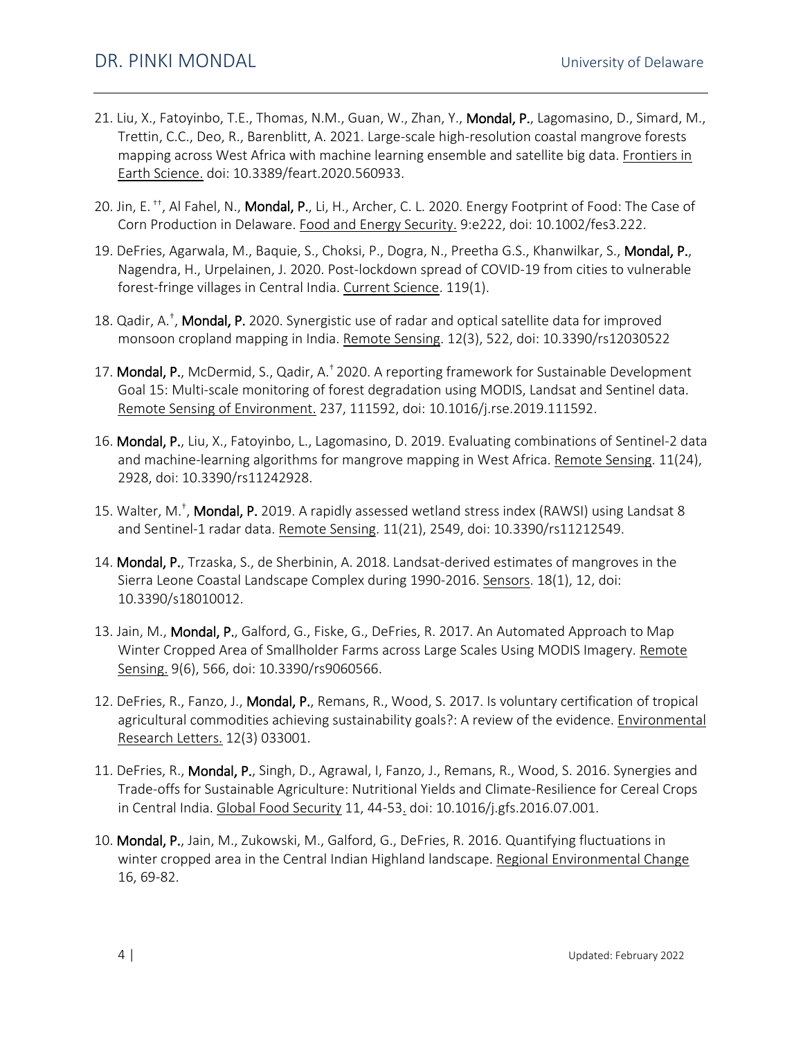21. Liu, X., Fatoyinbo, T.E., Thomas, N.M., Guan, W., Zhan, Y., **Mondal, P.**, Lagomasino, D., Simard, M., Trettin, C.C., Deo, R., Barenblitt, A. 2021. Large-scale high-resolution coastal mangrove forests mapping across West Africa with machine learning ensemble and satellite big data. Frontiers in Earth Science. doi: 10.3389/feart.2020.560933.

20. Jin, E.[††], Al Fahel, N., **Mondal, P.**, Li, H., Archer, C. L. 2020. Energy Footprint of Food: The Case of Corn Production in Delaware. Food and Energy Security. 9:e222, doi: 10.1002/fes3.222.

19. DeFries, Agarwala, M., Baquie, S., Choksi, P., Dogra, N., Preetha G.S., Khanwilkar, S., **Mondal, P.**, Nagendra, H., Urpelainen, J. 2020. Post-lockdown spread of COVID-19 from cities to vulnerable forest-fringe villages in Central India. Current Science. 119(1).

18. Qadir, A.[†], **Mondal, P.** 2020. Synergistic use of radar and optical satellite data for improved monsoon cropland mapping in India. Remote Sensing. 12(3), 522, doi: 10.3390/rs12030522

17. **Mondal, P.**, McDermid, S., Qadir, A.[†] 2020. A reporting framework for Sustainable Development Goal 15: Multi-scale monitoring of forest degradation using MODIS, Landsat and Sentinel data. Remote Sensing of Environment. 237, 111592, doi: 10.1016/j.rse.2019.111592.

16. **Mondal, P.**, Liu, X., Fatoyinbo, L., Lagomasino, D. 2019. Evaluating combinations of Sentinel-2 data and machine-learning algorithms for mangrove mapping in West Africa. Remote Sensing. 11(24), 2928, doi: 10.3390/rs11242928.

15. Walter, M.[†], **Mondal, P.** 2019. A rapidly assessed wetland stress index (RAWSI) using Landsat 8 and Sentinel-1 radar data. Remote Sensing. 11(21), 2549, doi: 10.3390/rs11212549.

14. **Mondal, P.**, Trzaska, S., de Sherbinin, A. 2018. Landsat-derived estimates of mangroves in the Sierra Leone Coastal Landscape Complex during 1990-2016. Sensors. 18(1), 12, doi: 10.3390/s18010012.

13. Jain, M., **Mondal, P.**, Galford, G., Fiske, G., DeFries, R. 2017. An Automated Approach to Map Winter Cropped Area of Smallholder Farms across Large Scales Using MODIS Imagery. Remote Sensing. 9(6), 566, doi: 10.3390/rs9060566.

12. DeFries, R., Fanzo, J., **Mondal, P.**, Remans, R., Wood, S. 2017. Is voluntary certification of tropical agricultural commodities achieving sustainability goals?: A review of the evidence. Environmental Research Letters. 12(3) 033001.

11. DeFries, R., **Mondal, P.**, Singh, D., Agrawal, I, Fanzo, J., Remans, R., Wood, S. 2016. Synergies and Trade-offs for Sustainable Agriculture: Nutritional Yields and Climate-Resilience for Cereal Crops in Central India. Global Food Security 11, 44-53. doi: 10.1016/j.gfs.2016.07.001.

10. **Mondal, P.**, Jain, M., Zukowski, M., Galford, G., DeFries, R. 2016. Quantifying fluctuations in winter cropped area in the Central Indian Highland landscape. Regional Environmental Change 16, 69-82.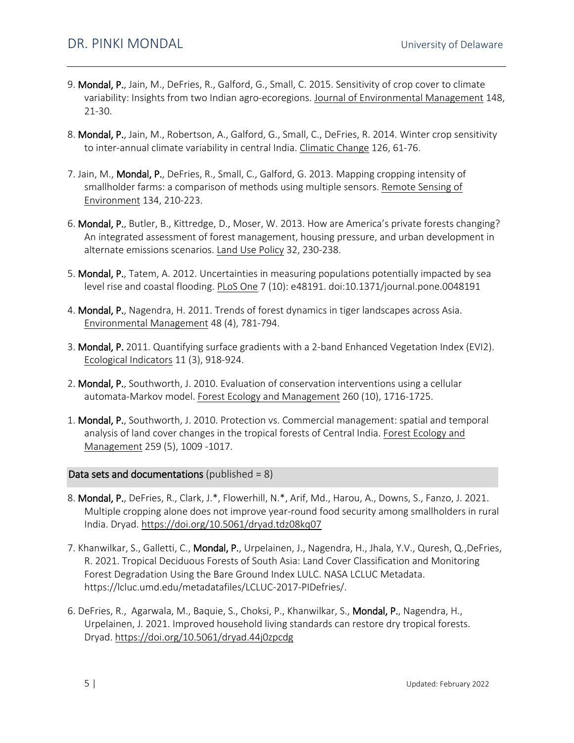9. **Mondal, P.**, Jain, M., DeFries, R., Galford, G., Small, C. 2015. Sensitivity of crop cover to climate variability: Insights from two Indian agro-ecoregions. Journal of Environmental Management 148, 21-30.

8. **Mondal, P.**, Jain, M., Robertson, A., Galford, G., Small, C., DeFries, R. 2014. Winter crop sensitivity to inter-annual climate variability in central India. Climatic Change 126, 61-76.

7. Jain, M., **Mondal, P.**, DeFries, R., Small, C., Galford, G. 2013. Mapping cropping intensity of smallholder farms: a comparison of methods using multiple sensors. Remote Sensing of Environment 134, 210-223.

6. **Mondal, P.**, Butler, B., Kittredge, D., Moser, W. 2013. How are America's private forests changing? An integrated assessment of forest management, housing pressure, and urban development in alternate emissions scenarios. Land Use Policy 32, 230-238.

5. **Mondal, P.**, Tatem, A. 2012. Uncertainties in measuring populations potentially impacted by sea level rise and coastal flooding. PLoS One 7 (10): e48191. doi:10.1371/journal.pone.0048191

4. **Mondal, P.**, Nagendra, H. 2011. Trends of forest dynamics in tiger landscapes across Asia. Environmental Management 48 (4), 781-794.

3. **Mondal, P.** 2011. Quantifying surface gradients with a 2-band Enhanced Vegetation Index (EVI2). Ecological Indicators 11 (3), 918-924.

2. **Mondal, P.**, Southworth, J. 2010. Evaluation of conservation interventions using a cellular automata-Markov model. Forest Ecology and Management 260 (10), 1716-1725.

1. **Mondal, P.**, Southworth, J. 2010. Protection vs. Commercial management: spatial and temporal analysis of land cover changes in the tropical forests of Central India. Forest Ecology and Management 259 (5), 1009 -1017.

## **Data sets and documentations** (published = 8)

8. **Mondal, P.**, DeFries, R., Clark, J.*, Flowerhill, N.*, Arif, Md., Harou, A., Downs, S., Fanzo, J. 2021. Multiple cropping alone does not improve year-round food security among smallholders in rural India. Dryad. https://doi.org/10.5061/dryad.tdz08kq07

7. Khanwilkar, S., Galletti, C., **Mondal, P.**, Urpelainen, J., Nagendra, H., Jhala, Y.V., Quresh, Q.,DeFries, R. 2021. Tropical Deciduous Forests of South Asia: Land Cover Classification and Monitoring Forest Degradation Using the Bare Ground Index LULC. NASA LCLUC Metadata. https://lcluc.umd.edu/metadatafiles/LCLUC-2017-PIDefries/.

6. DeFries, R., Agarwala, M., Baquie, S., Choksi, P., Khanwilkar, S., **Mondal, P.**, Nagendra, H., Urpelainen, J. 2021. Improved household living standards can restore dry tropical forests. Dryad. https://doi.org/10.5061/dryad.44j0zpcdg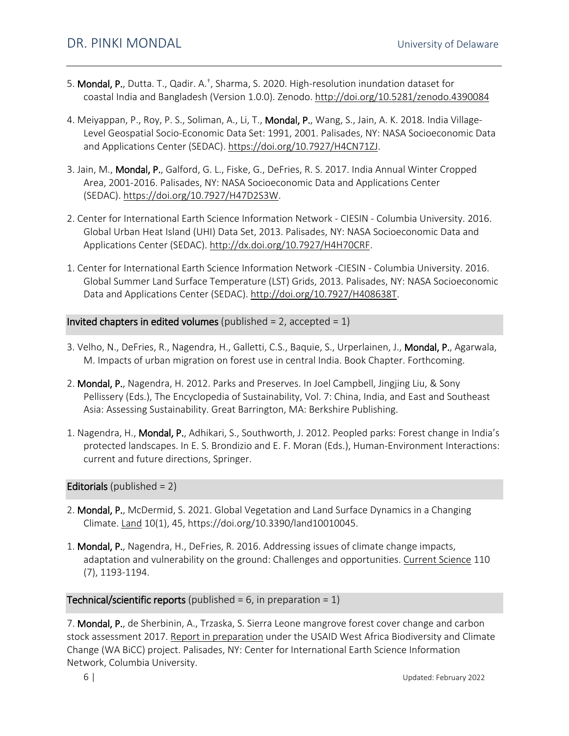5. **Mondal, P.**, Dutta. T., Qadir. A.[†], Sharma, S. 2020. High-resolution inundation dataset for coastal India and Bangladesh (Version 1.0.0). Zenodo. http://doi.org/10.5281/zenodo.4390084

4. Meiyappan, P., Roy, P. S., Soliman, A., Li, T., **Mondal, P.**, Wang, S., Jain, A. K. 2018. India Village-Level Geospatial Socio-Economic Data Set: 1991, 2001. Palisades, NY: NASA Socioeconomic Data and Applications Center (SEDAC). https://doi.org/10.7927/H4CN71ZJ.

3. Jain, M., **Mondal, P.**, Galford, G. L., Fiske, G., DeFries, R. S. 2017. India Annual Winter Cropped Area, 2001-2016. Palisades, NY: NASA Socioeconomic Data and Applications Center (SEDAC). https://doi.org/10.7927/H47D2S3W.

2. Center for International Earth Science Information Network - CIESIN - Columbia University. 2016. Global Urban Heat Island (UHI) Data Set, 2013. Palisades, NY: NASA Socioeconomic Data and Applications Center (SEDAC). http://dx.doi.org/10.7927/H4H70CRF.

1. Center for International Earth Science Information Network -CIESIN - Columbia University. 2016. Global Summer Land Surface Temperature (LST) Grids, 2013. Palisades, NY: NASA Socioeconomic Data and Applications Center (SEDAC). http://doi.org/10.7927/H408638T.

## Invited chapters in edited volumes (published = 2, accepted = 1)

3. Velho, N., DeFries, R., Nagendra, H., Galletti, C.S., Baquie, S., Urperlainen, J., **Mondal, P.**, Agarwala, M. Impacts of urban migration on forest use in central India. Book Chapter. Forthcoming.

2. **Mondal, P.**, Nagendra, H. 2012. Parks and Preserves. In Joel Campbell, Jingjing Liu, & Sony Pellissery (Eds.), The Encyclopedia of Sustainability, Vol. 7: China, India, and East and Southeast Asia: Assessing Sustainability. Great Barrington, MA: Berkshire Publishing.

1. Nagendra, H., **Mondal, P.**, Adhikari, S., Southworth, J. 2012. Peopled parks: Forest change in India's protected landscapes. In E. S. Brondizio and E. F. Moran (Eds.), Human-Environment Interactions: current and future directions, Springer.

## Editorials (published = 2)

2. **Mondal, P.**, McDermid, S. 2021. Global Vegetation and Land Surface Dynamics in a Changing Climate. Land 10(1), 45, https://doi.org/10.3390/land10010045.

1. **Mondal, P.**, Nagendra, H., DeFries, R. 2016. Addressing issues of climate change impacts, adaptation and vulnerability on the ground: Challenges and opportunities. Current Science 110 (7), 1193-1194.

## Technical/scientific reports (published = 6, in preparation = 1)

7. **Mondal, P.**, de Sherbinin, A., Trzaska, S. Sierra Leone mangrove forest cover change and carbon stock assessment 2017. Report in preparation under the USAID West Africa Biodiversity and Climate Change (WA BiCC) project. Palisades, NY: Center for International Earth Science Information Network, Columbia University.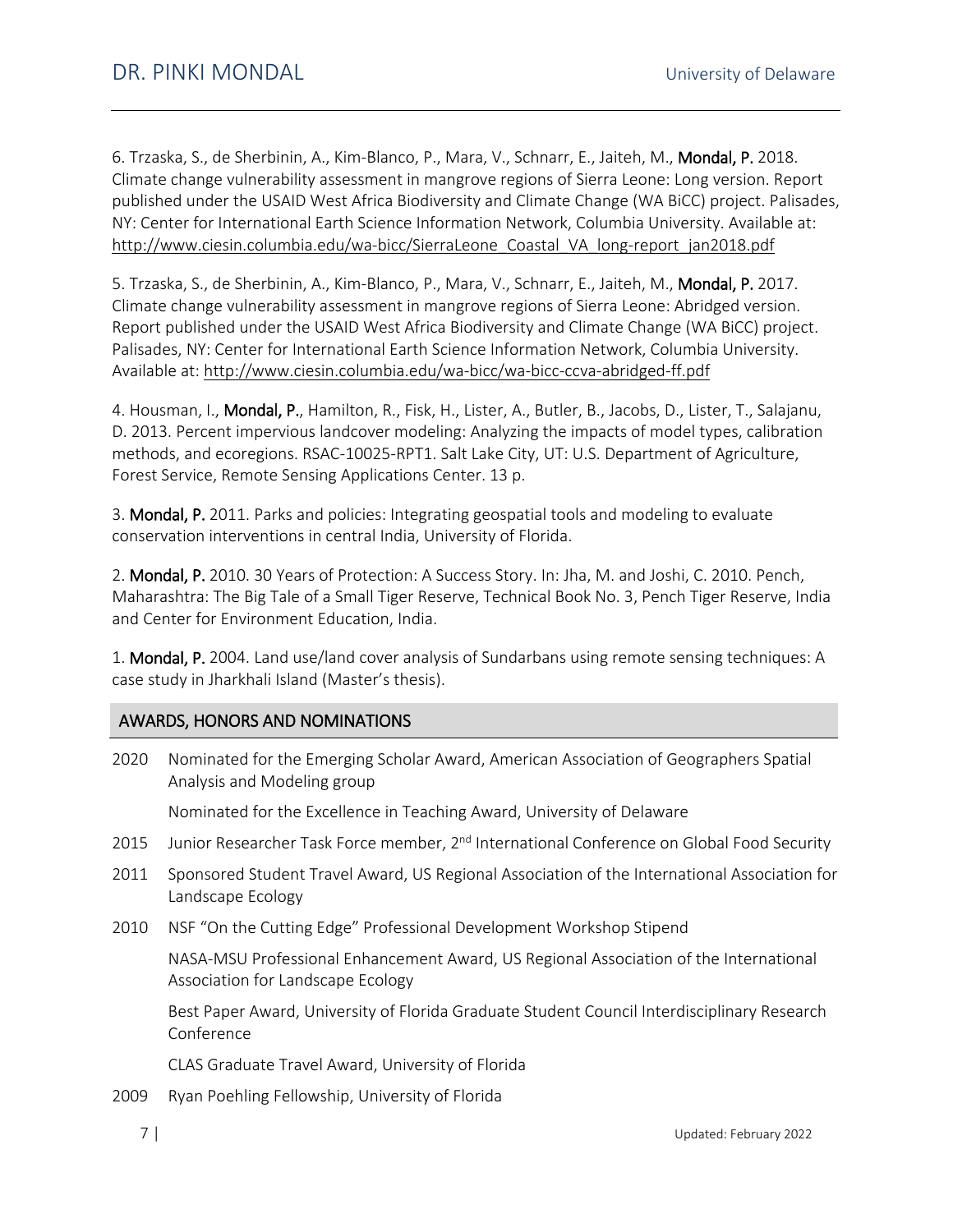6. Trzaska, S., de Sherbinin, A., Kim-Blanco, P., Mara, V., Schnarr, E., Jaiteh, M., **Mondal, P.** 2018. Climate change vulnerability assessment in mangrove regions of Sierra Leone: Long version. Report published under the USAID West Africa Biodiversity and Climate Change (WA BiCC) project. Palisades, NY: Center for International Earth Science Information Network, Columbia University. Available at: http://www.ciesin.columbia.edu/wa-bicc/SierraLeone_Coastal_VA_long-report_jan2018.pdf

5. Trzaska, S., de Sherbinin, A., Kim-Blanco, P., Mara, V., Schnarr, E., Jaiteh, M., **Mondal, P.** 2017. Climate change vulnerability assessment in mangrove regions of Sierra Leone: Abridged version. Report published under the USAID West Africa Biodiversity and Climate Change (WA BiCC) project. Palisades, NY: Center for International Earth Science Information Network, Columbia University. Available at: http://www.ciesin.columbia.edu/wa-bicc/wa-bicc-ccva-abridged-ff.pdf

4. Housman, I., **Mondal, P.**, Hamilton, R., Fisk, H., Lister, A., Butler, B., Jacobs, D., Lister, T., Salajanu, D. 2013. Percent impervious landcover modeling: Analyzing the impacts of model types, calibration methods, and ecoregions. RSAC-10025-RPT1. Salt Lake City, UT: U.S. Department of Agriculture, Forest Service, Remote Sensing Applications Center. 13 p.

3. **Mondal, P.** 2011. Parks and policies: Integrating geospatial tools and modeling to evaluate conservation interventions in central India, University of Florida.

2. **Mondal, P.** 2010. 30 Years of Protection: A Success Story. In: Jha, M. and Joshi, C. 2010. Pench, Maharashtra: The Big Tale of a Small Tiger Reserve, Technical Book No. 3, Pench Tiger Reserve, India and Center for Environment Education, India.

1. **Mondal, P.** 2004. Land use/land cover analysis of Sundarbans using remote sensing techniques: A case study in Jharkhali Island (Master's thesis).

## AWARDS, HONORS AND NOMINATIONS

2020 Nominated for the Emerging Scholar Award, American Association of Geographers Spatial Analysis and Modeling group

Nominated for the Excellence in Teaching Award, University of Delaware

2015 Junior Researcher Task Force member, 2nd International Conference on Global Food Security

2011 Sponsored Student Travel Award, US Regional Association of the International Association for Landscape Ecology

2010 NSF "On the Cutting Edge" Professional Development Workshop Stipend

NASA-MSU Professional Enhancement Award, US Regional Association of the International Association for Landscape Ecology

Best Paper Award, University of Florida Graduate Student Council Interdisciplinary Research Conference

CLAS Graduate Travel Award, University of Florida

2009 Ryan Poehling Fellowship, University of Florida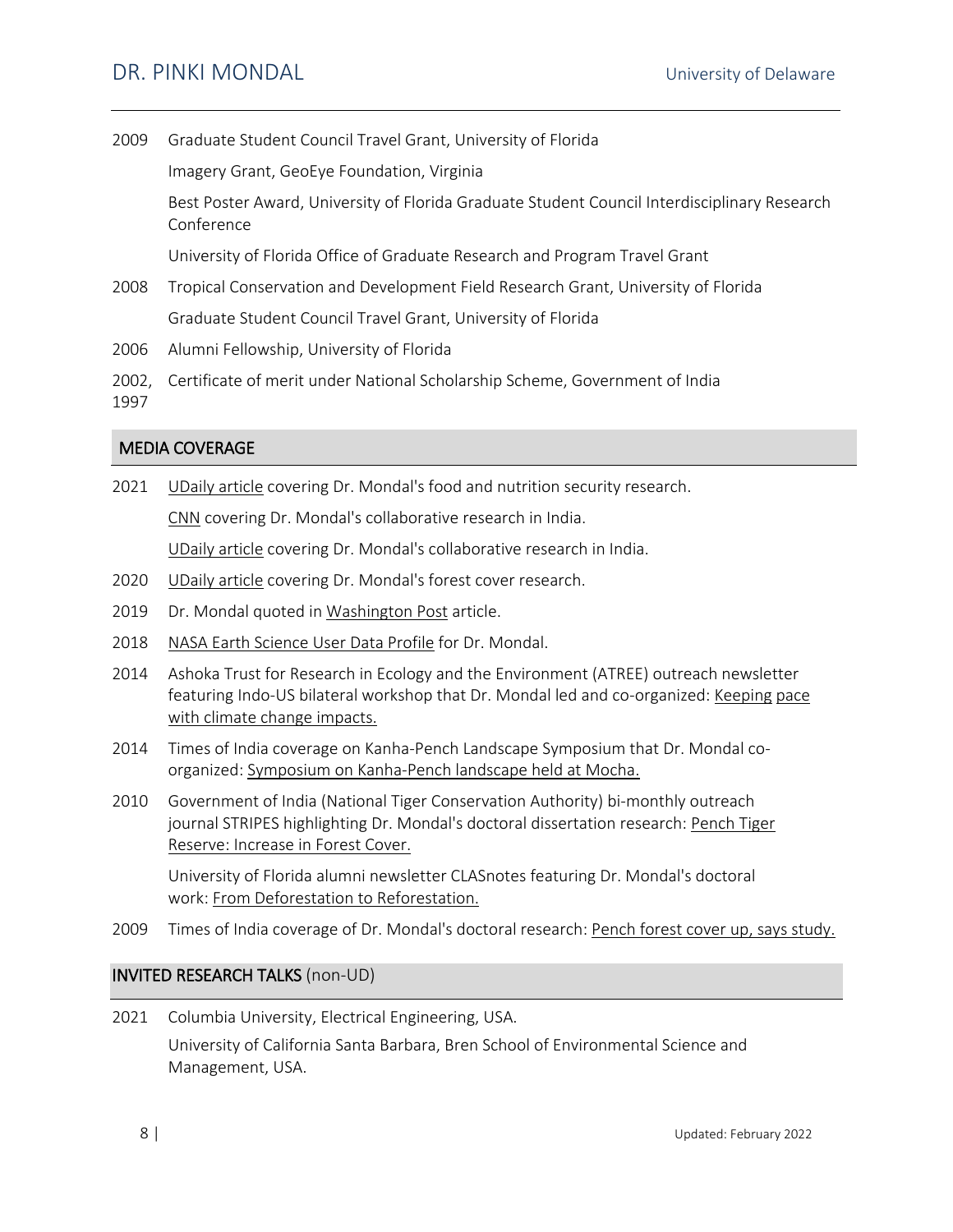2009 Graduate Student Council Travel Grant, University of Florida

Imagery Grant, GeoEye Foundation, Virginia

Best Poster Award, University of Florida Graduate Student Council Interdisciplinary Research Conference

University of Florida Office of Graduate Research and Program Travel Grant

2008 Tropical Conservation and Development Field Research Grant, University of Florida

Graduate Student Council Travel Grant, University of Florida

2006 Alumni Fellowship, University of Florida

2002, 1997 Certificate of merit under National Scholarship Scheme, Government of India

## MEDIA COVERAGE

2021 UDaily article covering Dr. Mondal's food and nutrition security research.

CNN covering Dr. Mondal's collaborative research in India.

UDaily article covering Dr. Mondal's collaborative research in India.

2020 UDaily article covering Dr. Mondal's forest cover research.

2019 Dr. Mondal quoted in Washington Post article.

2018 NASA Earth Science User Data Profile for Dr. Mondal.

2014 Ashoka Trust for Research in Ecology and the Environment (ATREE) outreach newsletter featuring Indo-US bilateral workshop that Dr. Mondal led and co-organized: Keeping pace with climate change impacts.

2014 Times of India coverage on Kanha-Pench Landscape Symposium that Dr. Mondal co-organized: Symposium on Kanha-Pench landscape held at Mocha.

2010 Government of India (National Tiger Conservation Authority) bi-monthly outreach journal STRIPES highlighting Dr. Mondal's doctoral dissertation research: Pench Tiger Reserve: Increase in Forest Cover.

University of Florida alumni newsletter CLASnotes featuring Dr. Mondal's doctoral work: From Deforestation to Reforestation.

2009 Times of India coverage of Dr. Mondal's doctoral research: Pench forest cover up, says study.

## INVITED RESEARCH TALKS (non-UD)

2021 Columbia University, Electrical Engineering, USA.

University of California Santa Barbara, Bren School of Environmental Science and Management, USA.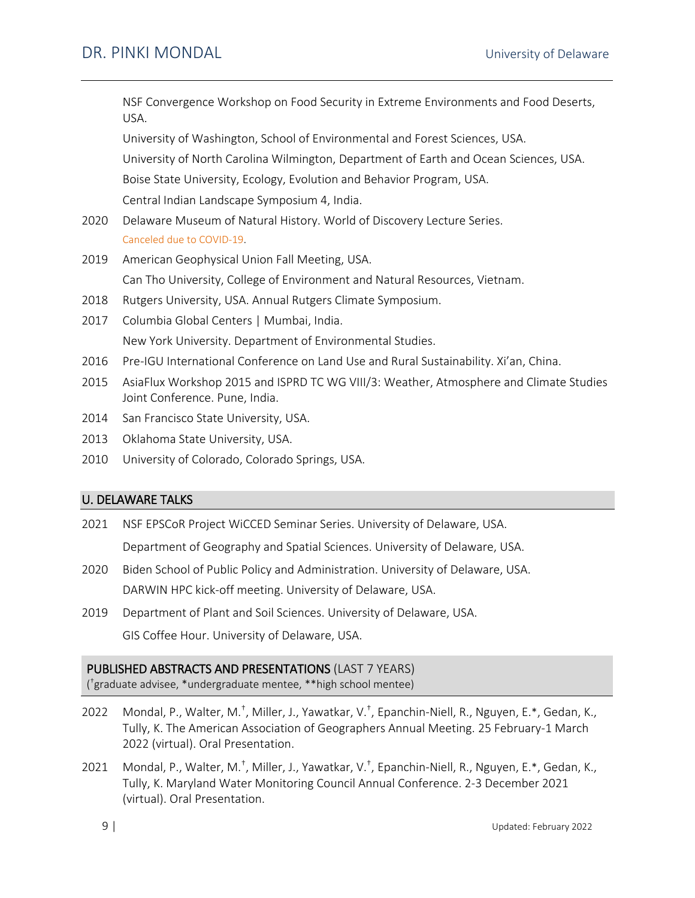NSF Convergence Workshop on Food Security in Extreme Environments and Food Deserts, USA.

University of Washington, School of Environmental and Forest Sciences, USA.

University of North Carolina Wilmington, Department of Earth and Ocean Sciences, USA.

Boise State University, Ecology, Evolution and Behavior Program, USA.

Central Indian Landscape Symposium 4, India.

2020 Delaware Museum of Natural History. World of Discovery Lecture Series. Canceled due to COVID-19.

2019 American Geophysical Union Fall Meeting, USA.

Can Tho University, College of Environment and Natural Resources, Vietnam.

2018 Rutgers University, USA. Annual Rutgers Climate Symposium.

2017 Columbia Global Centers | Mumbai, India.

New York University. Department of Environmental Studies.

2016 Pre-IGU International Conference on Land Use and Rural Sustainability. Xi'an, China.

2015 AsiaFlux Workshop 2015 and ISPRD TC WG VIII/3: Weather, Atmosphere and Climate Studies Joint Conference. Pune, India.

2014 San Francisco State University, USA.

2013 Oklahoma State University, USA.

2010 University of Colorado, Colorado Springs, USA.

## U. DELAWARE TALKS

2021 NSF EPSCoR Project WiCCED Seminar Series. University of Delaware, USA.

Department of Geography and Spatial Sciences. University of Delaware, USA.

2020 Biden School of Public Policy and Administration. University of Delaware, USA.

DARWIN HPC kick-off meeting. University of Delaware, USA.

2019 Department of Plant and Soil Sciences. University of Delaware, USA.

GIS Coffee Hour. University of Delaware, USA.

## PUBLISHED ABSTRACTS AND PRESENTATIONS (LAST 7 YEARS)

(†graduate advisee, *undergraduate mentee, **high school mentee)

2022 Mondal, P., Walter, M.†, Miller, J., Yawatkar, V.†, Epanchin-Niell, R., Nguyen, E.*, Gedan, K., Tully, K. The American Association of Geographers Annual Meeting. 25 February-1 March 2022 (virtual). Oral Presentation.

2021 Mondal, P., Walter, M.†, Miller, J., Yawatkar, V.†, Epanchin-Niell, R., Nguyen, E.*, Gedan, K., Tully, K. Maryland Water Monitoring Council Annual Conference. 2-3 December 2021 (virtual). Oral Presentation.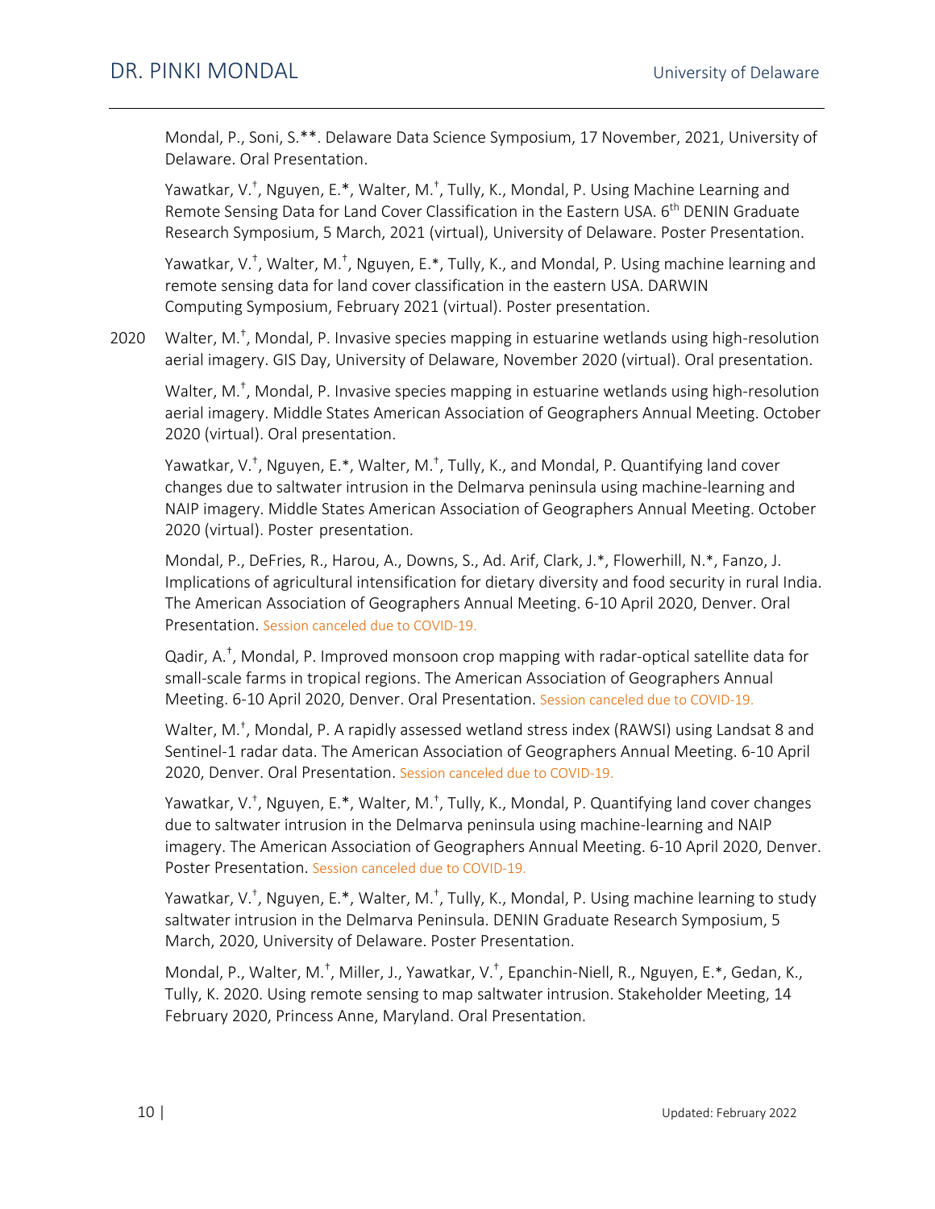Mondal, P., Soni, S.**. Delaware Data Science Symposium, 17 November, 2021, University of Delaware. Oral Presentation.

Yawatkar, V.†, Nguyen, E.*, Walter, M.†, Tully, K., Mondal, P. Using Machine Learning and Remote Sensing Data for Land Cover Classification in the Eastern USA. 6th DENIN Graduate Research Symposium, 5 March, 2021 (virtual), University of Delaware. Poster Presentation.

Yawatkar, V.†, Walter, M.†, Nguyen, E.*, Tully, K., and Mondal, P. Using machine learning and remote sensing data for land cover classification in the eastern USA. DARWIN Computing Symposium, February 2021 (virtual). Poster presentation.

2020 Walter, M.†, Mondal, P. Invasive species mapping in estuarine wetlands using high-resolution aerial imagery. GIS Day, University of Delaware, November 2020 (virtual). Oral presentation.

Walter, M.†, Mondal, P. Invasive species mapping in estuarine wetlands using high-resolution aerial imagery. Middle States American Association of Geographers Annual Meeting. October 2020 (virtual). Oral presentation.

Yawatkar, V.†, Nguyen, E.*, Walter, M.†, Tully, K., and Mondal, P. Quantifying land cover changes due to saltwater intrusion in the Delmarva peninsula using machine-learning and NAIP imagery. Middle States American Association of Geographers Annual Meeting. October 2020 (virtual). Poster presentation.

Mondal, P., DeFries, R., Harou, A., Downs, S., Ad. Arif, Clark, J.*, Flowerhill, N.*, Fanzo, J. Implications of agricultural intensification for dietary diversity and food security in rural India. The American Association of Geographers Annual Meeting. 6-10 April 2020, Denver. Oral Presentation. Session canceled due to COVID-19.

Qadir, A.†, Mondal, P. Improved monsoon crop mapping with radar-optical satellite data for small-scale farms in tropical regions. The American Association of Geographers Annual Meeting. 6-10 April 2020, Denver. Oral Presentation. Session canceled due to COVID-19.

Walter, M.†, Mondal, P. A rapidly assessed wetland stress index (RAWSI) using Landsat 8 and Sentinel-1 radar data. The American Association of Geographers Annual Meeting. 6-10 April 2020, Denver. Oral Presentation. Session canceled due to COVID-19.

Yawatkar, V.†, Nguyen, E.*, Walter, M.†, Tully, K., Mondal, P. Quantifying land cover changes due to saltwater intrusion in the Delmarva peninsula using machine-learning and NAIP imagery. The American Association of Geographers Annual Meeting. 6-10 April 2020, Denver. Poster Presentation. Session canceled due to COVID-19.

Yawatkar, V.†, Nguyen, E.*, Walter, M.†, Tully, K., Mondal, P. Using machine learning to study saltwater intrusion in the Delmarva Peninsula. DENIN Graduate Research Symposium, 5 March, 2020, University of Delaware. Poster Presentation.

Mondal, P., Walter, M.†, Miller, J., Yawatkar, V.†, Epanchin-Niell, R., Nguyen, E.*, Gedan, K., Tully, K. 2020. Using remote sensing to map saltwater intrusion. Stakeholder Meeting, 14 February 2020, Princess Anne, Maryland. Oral Presentation.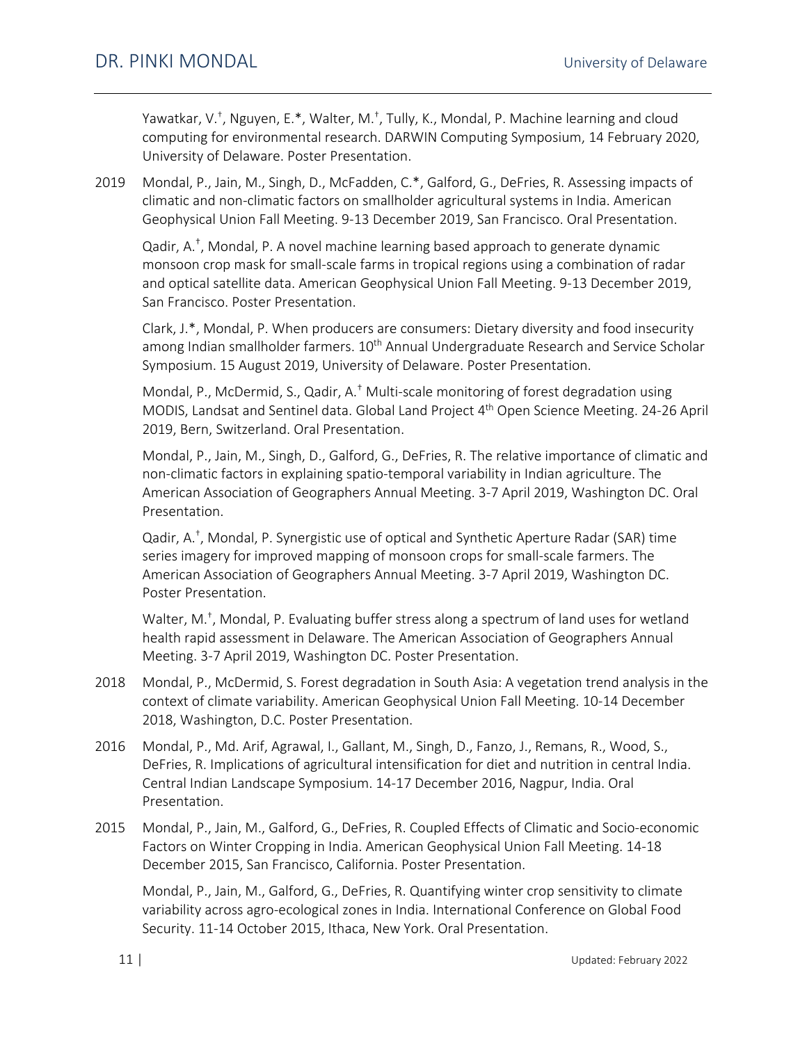Yawatkar, V.[†], Nguyen, E.*, Walter, M.[†], Tully, K., Mondal, P. Machine learning and cloud computing for environmental research. DARWIN Computing Symposium, 14 February 2020, University of Delaware. Poster Presentation.

2019 Mondal, P., Jain, M., Singh, D., McFadden, C.*, Galford, G., DeFries, R. Assessing impacts of climatic and non-climatic factors on smallholder agricultural systems in India. American Geophysical Union Fall Meeting. 9-13 December 2019, San Francisco. Oral Presentation.

Qadir, A.[†], Mondal, P. A novel machine learning based approach to generate dynamic monsoon crop mask for small-scale farms in tropical regions using a combination of radar and optical satellite data. American Geophysical Union Fall Meeting. 9-13 December 2019, San Francisco. Poster Presentation.

Clark, J.*, Mondal, P. When producers are consumers: Dietary diversity and food insecurity among Indian smallholder farmers. 10th Annual Undergraduate Research and Service Scholar Symposium. 15 August 2019, University of Delaware. Poster Presentation.

Mondal, P., McDermid, S., Qadir, A.[†] Multi-scale monitoring of forest degradation using MODIS, Landsat and Sentinel data. Global Land Project 4th Open Science Meeting. 24-26 April 2019, Bern, Switzerland. Oral Presentation.

Mondal, P., Jain, M., Singh, D., Galford, G., DeFries, R. The relative importance of climatic and non-climatic factors in explaining spatio-temporal variability in Indian agriculture. The American Association of Geographers Annual Meeting. 3-7 April 2019, Washington DC. Oral Presentation.

Qadir, A.[†], Mondal, P. Synergistic use of optical and Synthetic Aperture Radar (SAR) time series imagery for improved mapping of monsoon crops for small-scale farmers. The American Association of Geographers Annual Meeting. 3-7 April 2019, Washington DC. Poster Presentation.

Walter, M.[†], Mondal, P. Evaluating buffer stress along a spectrum of land uses for wetland health rapid assessment in Delaware. The American Association of Geographers Annual Meeting. 3-7 April 2019, Washington DC. Poster Presentation.

2018 Mondal, P., McDermid, S. Forest degradation in South Asia: A vegetation trend analysis in the context of climate variability. American Geophysical Union Fall Meeting. 10-14 December 2018, Washington, D.C. Poster Presentation.

2016 Mondal, P., Md. Arif, Agrawal, I., Gallant, M., Singh, D., Fanzo, J., Remans, R., Wood, S., DeFries, R. Implications of agricultural intensification for diet and nutrition in central India. Central Indian Landscape Symposium. 14-17 December 2016, Nagpur, India. Oral Presentation.

2015 Mondal, P., Jain, M., Galford, G., DeFries, R. Coupled Effects of Climatic and Socio-economic Factors on Winter Cropping in India. American Geophysical Union Fall Meeting. 14-18 December 2015, San Francisco, California. Poster Presentation.

Mondal, P., Jain, M., Galford, G., DeFries, R. Quantifying winter crop sensitivity to climate variability across agro-ecological zones in India. International Conference on Global Food Security. 11-14 October 2015, Ithaca, New York. Oral Presentation.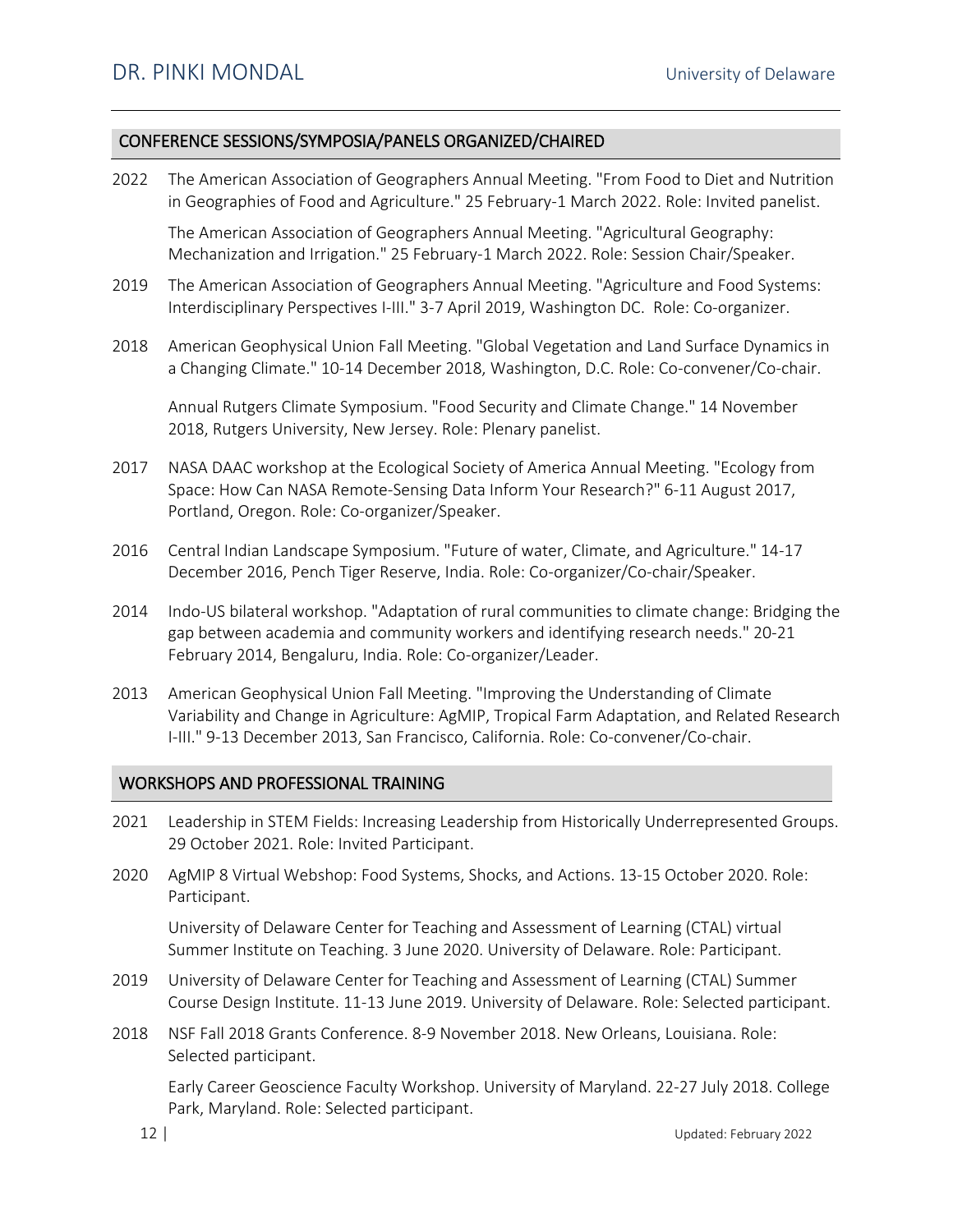## CONFERENCE SESSIONS/SYMPOSIA/PANELS ORGANIZED/CHAIRED

2022 The American Association of Geographers Annual Meeting. "From Food to Diet and Nutrition in Geographies of Food and Agriculture." 25 February-1 March 2022. Role: Invited panelist.

The American Association of Geographers Annual Meeting. "Agricultural Geography: Mechanization and Irrigation." 25 February-1 March 2022. Role: Session Chair/Speaker.

2019 The American Association of Geographers Annual Meeting. "Agriculture and Food Systems: Interdisciplinary Perspectives I-III." 3-7 April 2019, Washington DC. Role: Co-organizer.

2018 American Geophysical Union Fall Meeting. "Global Vegetation and Land Surface Dynamics in a Changing Climate." 10-14 December 2018, Washington, D.C. Role: Co-convener/Co-chair.

Annual Rutgers Climate Symposium. "Food Security and Climate Change." 14 November 2018, Rutgers University, New Jersey. Role: Plenary panelist.

2017 NASA DAAC workshop at the Ecological Society of America Annual Meeting. "Ecology from Space: How Can NASA Remote-Sensing Data Inform Your Research?" 6-11 August 2017, Portland, Oregon. Role: Co-organizer/Speaker.

2016 Central Indian Landscape Symposium. "Future of water, Climate, and Agriculture." 14-17 December 2016, Pench Tiger Reserve, India. Role: Co-organizer/Co-chair/Speaker.

2014 Indo-US bilateral workshop. "Adaptation of rural communities to climate change: Bridging the gap between academia and community workers and identifying research needs." 20-21 February 2014, Bengaluru, India. Role: Co-organizer/Leader.

2013 American Geophysical Union Fall Meeting. "Improving the Understanding of Climate Variability and Change in Agriculture: AgMIP, Tropical Farm Adaptation, and Related Research I-III." 9-13 December 2013, San Francisco, California. Role: Co-convener/Co-chair.

## WORKSHOPS AND PROFESSIONAL TRAINING

2021 Leadership in STEM Fields: Increasing Leadership from Historically Underrepresented Groups. 29 October 2021. Role: Invited Participant.

2020 AgMIP 8 Virtual Webshop: Food Systems, Shocks, and Actions. 13-15 October 2020. Role: Participant.

University of Delaware Center for Teaching and Assessment of Learning (CTAL) virtual Summer Institute on Teaching. 3 June 2020. University of Delaware. Role: Participant.

2019 University of Delaware Center for Teaching and Assessment of Learning (CTAL) Summer Course Design Institute. 11-13 June 2019. University of Delaware. Role: Selected participant.

2018 NSF Fall 2018 Grants Conference. 8-9 November 2018. New Orleans, Louisiana. Role: Selected participant.

Early Career Geoscience Faculty Workshop. University of Maryland. 22-27 July 2018. College Park, Maryland. Role: Selected participant.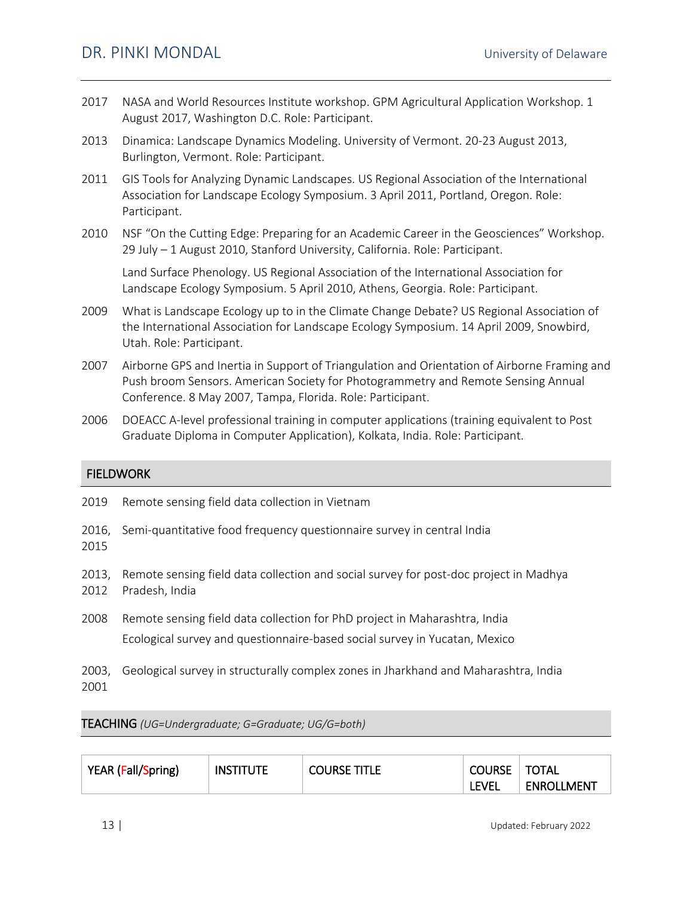2017 NASA and World Resources Institute workshop. GPM Agricultural Application Workshop. 1 August 2017, Washington D.C. Role: Participant.

2013 Dinamica: Landscape Dynamics Modeling. University of Vermont. 20-23 August 2013, Burlington, Vermont. Role: Participant.

2011 GIS Tools for Analyzing Dynamic Landscapes. US Regional Association of the International Association for Landscape Ecology Symposium. 3 April 2011, Portland, Oregon. Role: Participant.

2010 NSF "On the Cutting Edge: Preparing for an Academic Career in the Geosciences" Workshop. 29 July – 1 August 2010, Stanford University, California. Role: Participant.

Land Surface Phenology. US Regional Association of the International Association for Landscape Ecology Symposium. 5 April 2010, Athens, Georgia. Role: Participant.

2009 What is Landscape Ecology up to in the Climate Change Debate? US Regional Association of the International Association for Landscape Ecology Symposium. 14 April 2009, Snowbird, Utah. Role: Participant.

2007 Airborne GPS and Inertia in Support of Triangulation and Orientation of Airborne Framing and Push broom Sensors. American Society for Photogrammetry and Remote Sensing Annual Conference. 8 May 2007, Tampa, Florida. Role: Participant.

2006 DOEACC A-level professional training in computer applications (training equivalent to Post Graduate Diploma in Computer Application), Kolkata, India. Role: Participant.

## FIELDWORK

2019 Remote sensing field data collection in Vietnam

2016, 2015 Semi-quantitative food frequency questionnaire survey in central India

2013, 2012 Remote sensing field data collection and social survey for post-doc project in Madhya Pradesh, India

2008 Remote sensing field data collection for PhD project in Maharashtra, India

Ecological survey and questionnaire-based social survey in Yucatan, Mexico

2003, 2001 Geological survey in structurally complex zones in Jharkhand and Maharashtra, India

## TEACHING *(UG=Undergraduate; G=Graduate; UG/G=both)*

| YEAR (Fall/Spring) | INSTITUTE | COURSE TITLE | COURSE LEVEL | TOTAL ENROLLMENT |
|---|---|---|---|---|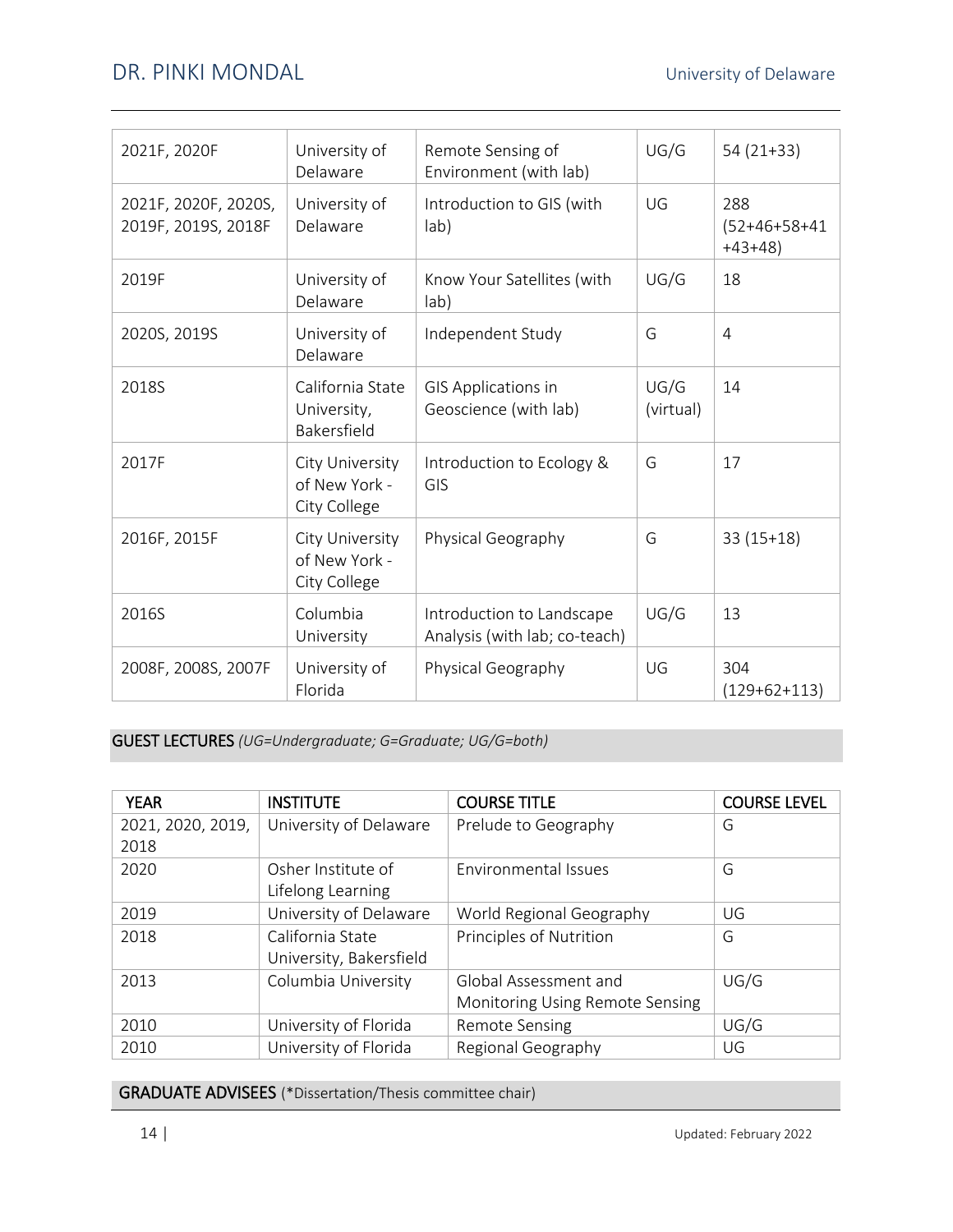| 2021F, 2020F | University of Delaware | Remote Sensing of Environment (with lab) | UG/G | 54 (21+33) |
|---|---|---|---|---|
| 2021F, 2020F, 2020S, 2019F, 2019S, 2018F | University of Delaware | Introduction to GIS (with lab) | UG | 288 (52+46+58+41+43+48) |
| 2019F | University of Delaware | Know Your Satellites (with lab) | UG/G | 18 |
| 2020S, 2019S | University of Delaware | Independent Study | G | 4 |
| 2018S | California State University, Bakersfield | GIS Applications in Geoscience (with lab) | UG/G (virtual) | 14 |
| 2017F | City University of New York - City College | Introduction to Ecology & GIS | G | 17 |
| 2016F, 2015F | City University of New York - City College | Physical Geography | G | 33 (15+18) |
| 2016S | Columbia University | Introduction to Landscape Analysis (with lab; co-teach) | UG/G | 13 |
| 2008F, 2008S, 2007F | University of Florida | Physical Geography | UG | 304 (129+62+113) |

**GUEST LECTURES** *(UG=Undergraduate; G=Graduate; UG/G=both)*

| YEAR | INSTITUTE | COURSE TITLE | COURSE LEVEL |
|---|---|---|---|
| 2021, 2020, 2019, 2018 | University of Delaware | Prelude to Geography | G |
| 2020 | Osher Institute of Lifelong Learning | Environmental Issues | G |
| 2019 | University of Delaware | World Regional Geography | UG |
| 2018 | California State University, Bakersfield | Principles of Nutrition | G |
| 2013 | Columbia University | Global Assessment and Monitoring Using Remote Sensing | UG/G |
| 2010 | University of Florida | Remote Sensing | UG/G |
| 2010 | University of Florida | Regional Geography | UG |

**GRADUATE ADVISEES** (*Dissertation/Thesis committee chair)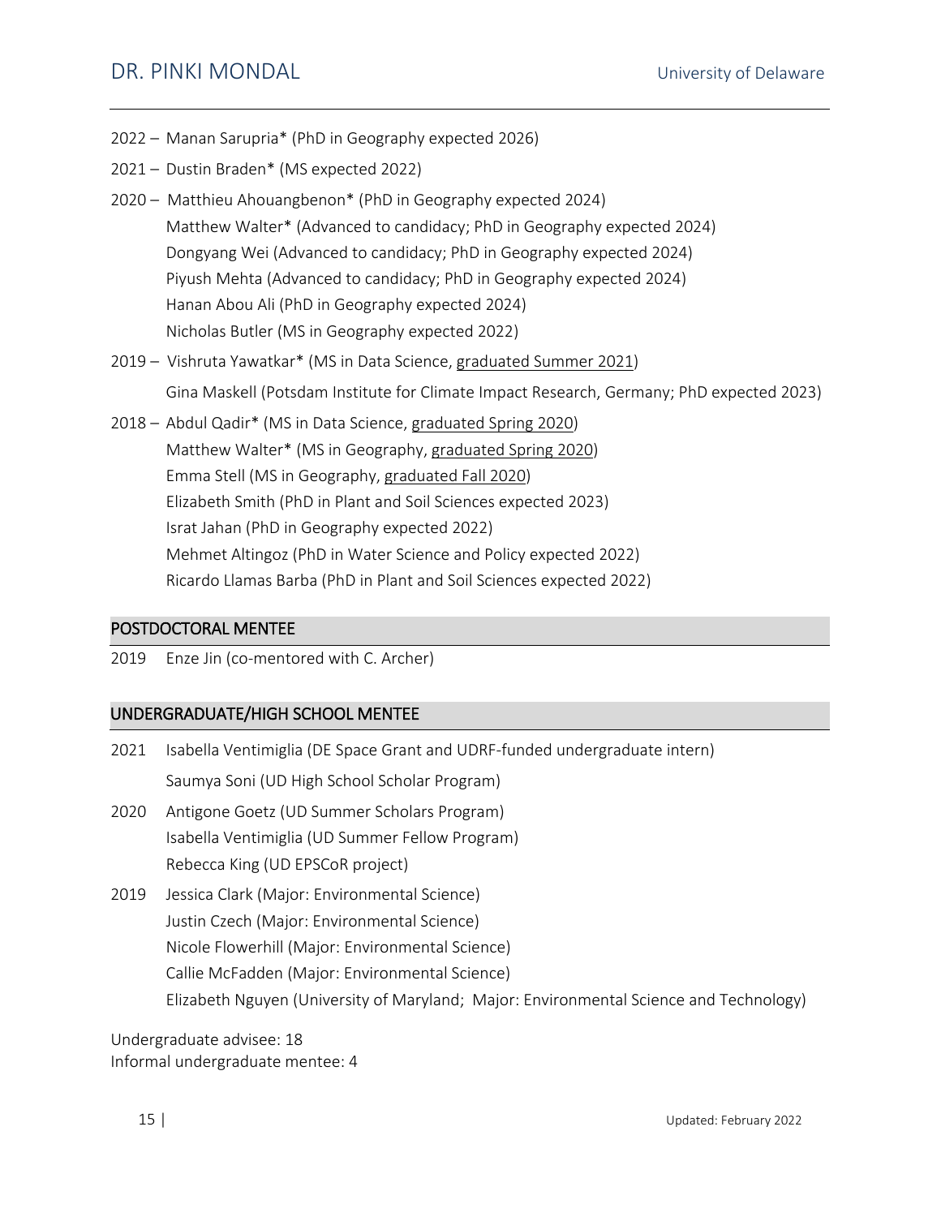2022 – Manan Sarupria* (PhD in Geography expected 2026)

2021 – Dustin Braden* (MS expected 2022)

2020 – Matthieu Ahouangbenon* (PhD in Geography expected 2024)
Matthew Walter* (Advanced to candidacy; PhD in Geography expected 2024)
Dongyang Wei (Advanced to candidacy; PhD in Geography expected 2024)
Piyush Mehta (Advanced to candidacy; PhD in Geography expected 2024)
Hanan Abou Ali (PhD in Geography expected 2024)
Nicholas Butler (MS in Geography expected 2022)

2019 – Vishruta Yawatkar* (MS in Data Science, graduated Summer 2021)
Gina Maskell (Potsdam Institute for Climate Impact Research, Germany; PhD expected 2023)

2018 – Abdul Qadir* (MS in Data Science, graduated Spring 2020)
Matthew Walter* (MS in Geography, graduated Spring 2020)
Emma Stell (MS in Geography, graduated Fall 2020)
Elizabeth Smith (PhD in Plant and Soil Sciences expected 2023)
Israt Jahan (PhD in Geography expected 2022)
Mehmet Altingoz (PhD in Water Science and Policy expected 2022)
Ricardo Llamas Barba (PhD in Plant and Soil Sciences expected 2022)

## POSTDOCTORAL MENTEE

2019 Enze Jin (co-mentored with C. Archer)

## UNDERGRADUATE/HIGH SCHOOL MENTEE

2021 Isabella Ventimiglia (DE Space Grant and UDRF-funded undergraduate intern)
Saumya Soni (UD High School Scholar Program)

2020 Antigone Goetz (UD Summer Scholars Program)
Isabella Ventimiglia (UD Summer Fellow Program)
Rebecca King (UD EPSCoR project)

2019 Jessica Clark (Major: Environmental Science)
Justin Czech (Major: Environmental Science)
Nicole Flowerhill (Major: Environmental Science)
Callie McFadden (Major: Environmental Science)
Elizabeth Nguyen (University of Maryland; Major: Environmental Science and Technology)

Undergraduate advisee: 18
Informal undergraduate mentee: 4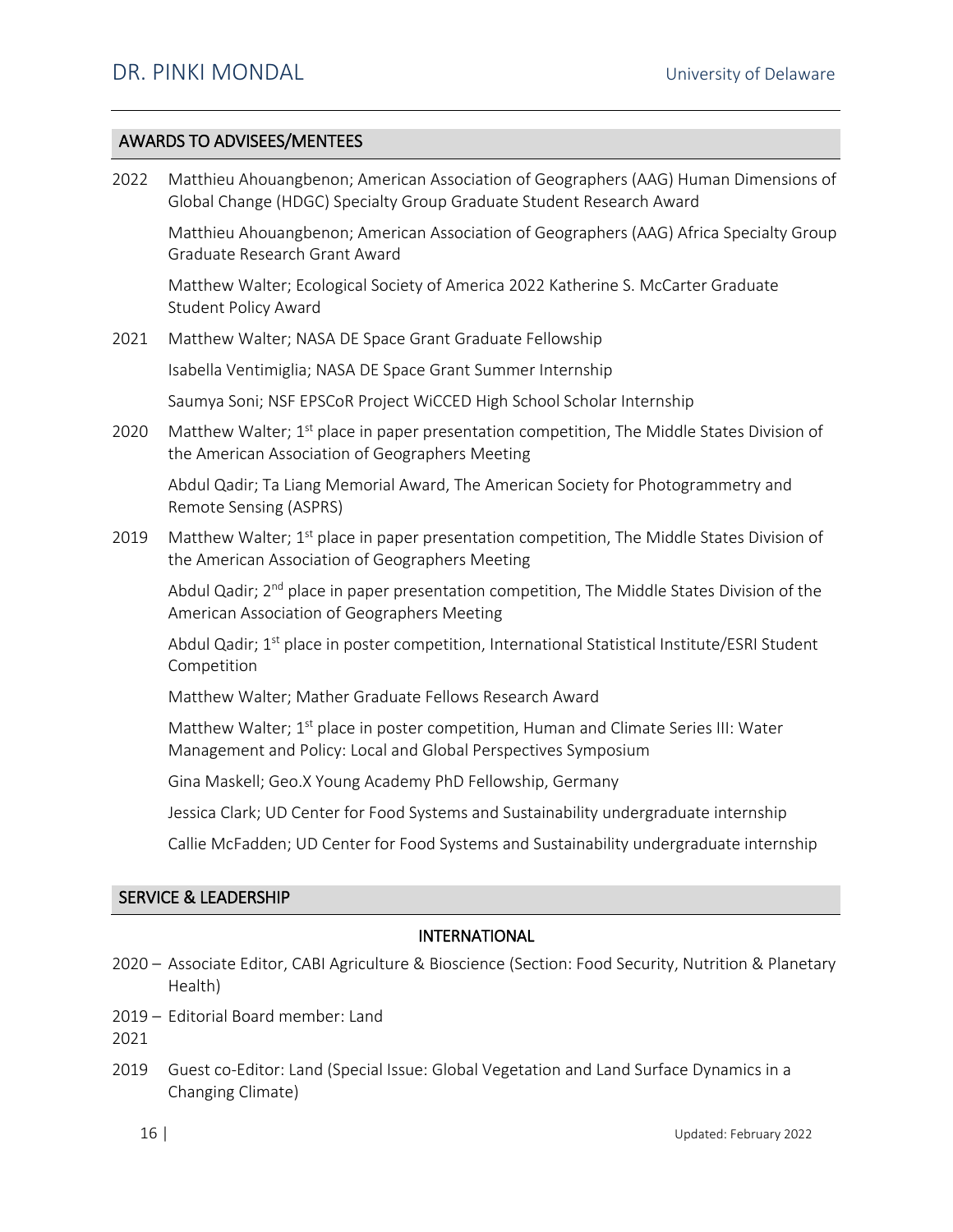## AWARDS TO ADVISEES/MENTEES

2022 Matthieu Ahouangbenon; American Association of Geographers (AAG) Human Dimensions of Global Change (HDGC) Specialty Group Graduate Student Research Award

Matthieu Ahouangbenon; American Association of Geographers (AAG) Africa Specialty Group Graduate Research Grant Award

Matthew Walter; Ecological Society of America 2022 Katherine S. McCarter Graduate Student Policy Award

2021 Matthew Walter; NASA DE Space Grant Graduate Fellowship

Isabella Ventimiglia; NASA DE Space Grant Summer Internship

Saumya Soni; NSF EPSCoR Project WiCCED High School Scholar Internship

2020 Matthew Walter; 1st place in paper presentation competition, The Middle States Division of the American Association of Geographers Meeting

Abdul Qadir; Ta Liang Memorial Award, The American Society for Photogrammetry and Remote Sensing (ASPRS)

2019 Matthew Walter; 1st place in paper presentation competition, The Middle States Division of the American Association of Geographers Meeting

Abdul Qadir; 2nd place in paper presentation competition, The Middle States Division of the American Association of Geographers Meeting

Abdul Qadir; 1st place in poster competition, International Statistical Institute/ESRI Student Competition

Matthew Walter; Mather Graduate Fellows Research Award

Matthew Walter; 1st place in poster competition, Human and Climate Series III: Water Management and Policy: Local and Global Perspectives Symposium

Gina Maskell; Geo.X Young Academy PhD Fellowship, Germany

Jessica Clark; UD Center for Food Systems and Sustainability undergraduate internship

Callie McFadden; UD Center for Food Systems and Sustainability undergraduate internship

## SERVICE & LEADERSHIP

### INTERNATIONAL

2020 – Associate Editor, CABI Agriculture & Bioscience (Section: Food Security, Nutrition & Planetary Health)

2019 – 2021 Editorial Board member: Land

2019 Guest co-Editor: Land (Special Issue: Global Vegetation and Land Surface Dynamics in a Changing Climate)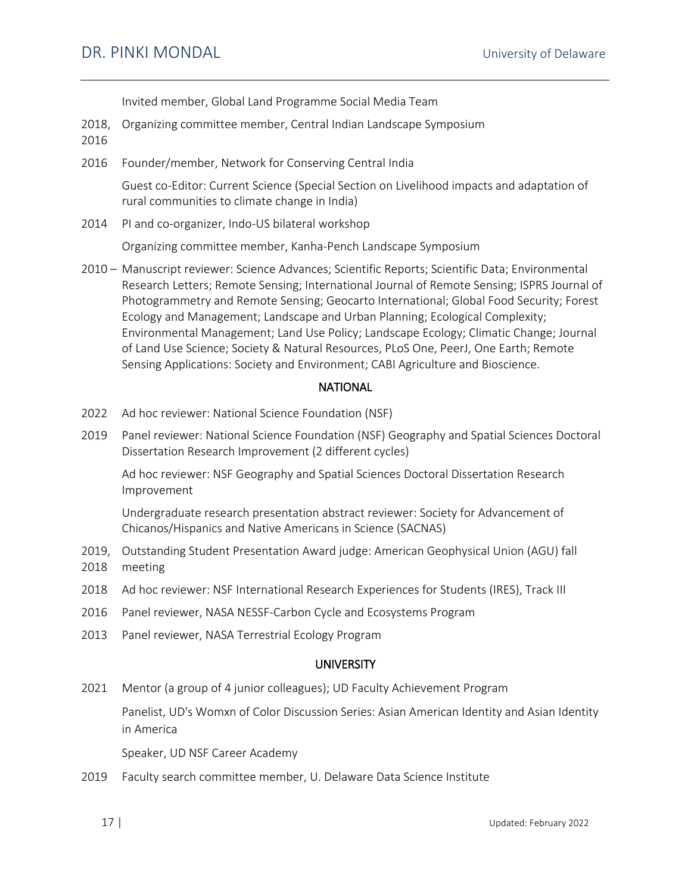Invited member, Global Land Programme Social Media Team

2018, 2016 Organizing committee member, Central Indian Landscape Symposium

2016 Founder/member, Network for Conserving Central India

Guest co-Editor: Current Science (Special Section on Livelihood impacts and adaptation of rural communities to climate change in India)

2014 PI and co-organizer, Indo-US bilateral workshop

Organizing committee member, Kanha-Pench Landscape Symposium

2010 – Manuscript reviewer: Science Advances; Scientific Reports; Scientific Data; Environmental Research Letters; Remote Sensing; International Journal of Remote Sensing; ISPRS Journal of Photogrammetry and Remote Sensing; Geocarto International; Global Food Security; Forest Ecology and Management; Landscape and Urban Planning; Ecological Complexity; Environmental Management; Land Use Policy; Landscape Ecology; Climatic Change; Journal of Land Use Science; Society & Natural Resources, PLoS One, PeerJ, One Earth; Remote Sensing Applications: Society and Environment; CABI Agriculture and Bioscience.

### NATIONAL

2022 Ad hoc reviewer: National Science Foundation (NSF)

2019 Panel reviewer: National Science Foundation (NSF) Geography and Spatial Sciences Doctoral Dissertation Research Improvement (2 different cycles)

Ad hoc reviewer: NSF Geography and Spatial Sciences Doctoral Dissertation Research Improvement

Undergraduate research presentation abstract reviewer: Society for Advancement of Chicanos/Hispanics and Native Americans in Science (SACNAS)

2019, 2018 Outstanding Student Presentation Award judge: American Geophysical Union (AGU) fall meeting

2018 Ad hoc reviewer: NSF International Research Experiences for Students (IRES), Track III

2016 Panel reviewer, NASA NESSF-Carbon Cycle and Ecosystems Program

2013 Panel reviewer, NASA Terrestrial Ecology Program

### UNIVERSITY

2021 Mentor (a group of 4 junior colleagues); UD Faculty Achievement Program

Panelist, UD's Womxn of Color Discussion Series: Asian American Identity and Asian Identity in America

Speaker, UD NSF Career Academy

2019 Faculty search committee member, U. Delaware Data Science Institute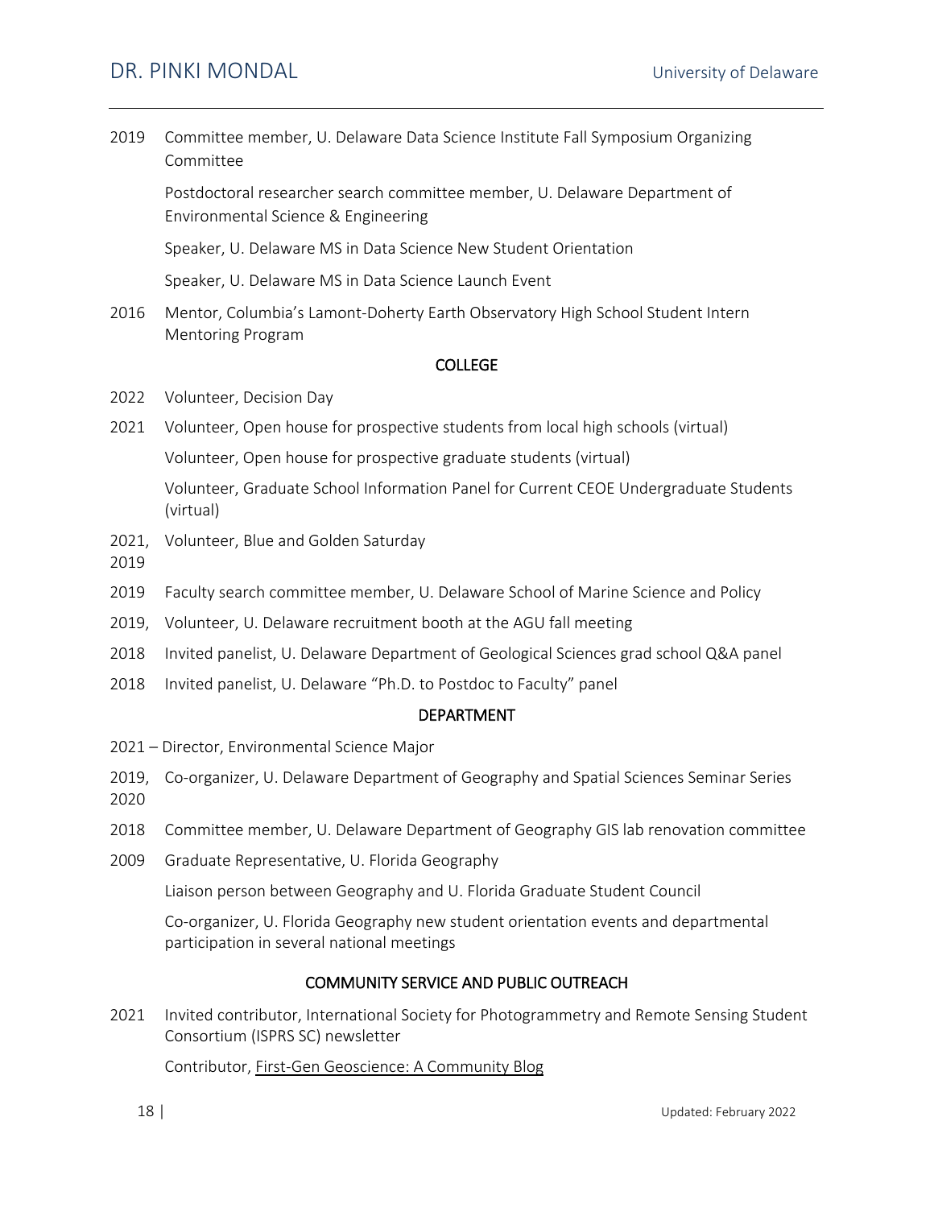2019 Committee member, U. Delaware Data Science Institute Fall Symposium Organizing Committee

Postdoctoral researcher search committee member, U. Delaware Department of Environmental Science & Engineering

Speaker, U. Delaware MS in Data Science New Student Orientation

Speaker, U. Delaware MS in Data Science Launch Event

2016 Mentor, Columbia's Lamont-Doherty Earth Observatory High School Student Intern Mentoring Program

### COLLEGE

2022 Volunteer, Decision Day

2021 Volunteer, Open house for prospective students from local high schools (virtual)

Volunteer, Open house for prospective graduate students (virtual)

Volunteer, Graduate School Information Panel for Current CEOE Undergraduate Students (virtual)

2021, 2019 Volunteer, Blue and Golden Saturday

2019 Faculty search committee member, U. Delaware School of Marine Science and Policy

2019, Volunteer, U. Delaware recruitment booth at the AGU fall meeting

2018 Invited panelist, U. Delaware Department of Geological Sciences grad school Q&A panel

2018 Invited panelist, U. Delaware "Ph.D. to Postdoc to Faculty" panel

### DEPARTMENT

2021 – Director, Environmental Science Major

2019, 2020 Co-organizer, U. Delaware Department of Geography and Spatial Sciences Seminar Series

2018 Committee member, U. Delaware Department of Geography GIS lab renovation committee

2009 Graduate Representative, U. Florida Geography

Liaison person between Geography and U. Florida Graduate Student Council

Co-organizer, U. Florida Geography new student orientation events and departmental participation in several national meetings

### COMMUNITY SERVICE AND PUBLIC OUTREACH

2021 Invited contributor, International Society for Photogrammetry and Remote Sensing Student Consortium (ISPRS SC) newsletter

Contributor, First-Gen Geoscience: A Community Blog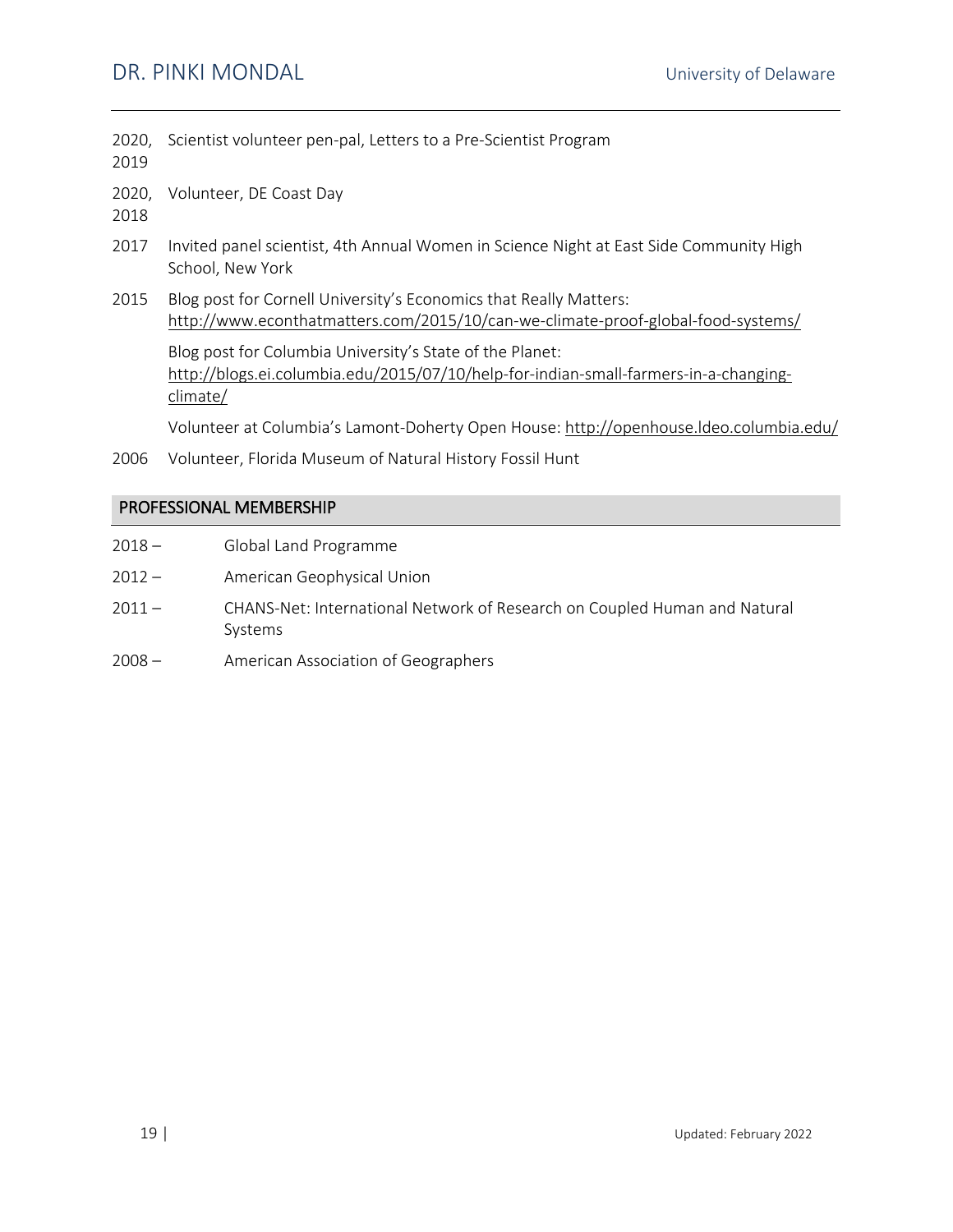2020, 2019 Scientist volunteer pen-pal, Letters to a Pre-Scientist Program

2020, 2018 Volunteer, DE Coast Day

2017 Invited panel scientist, 4th Annual Women in Science Night at East Side Community High School, New York

2015 Blog post for Cornell University's Economics that Really Matters: http://www.econthatmatters.com/2015/10/can-we-climate-proof-global-food-systems/

Blog post for Columbia University's State of the Planet: http://blogs.ei.columbia.edu/2015/07/10/help-for-indian-small-farmers-in-a-changing-climate/

Volunteer at Columbia's Lamont-Doherty Open House: http://openhouse.ldeo.columbia.edu/

2006 Volunteer, Florida Museum of Natural History Fossil Hunt

## PROFESSIONAL MEMBERSHIP

2018 – Global Land Programme

2012 – American Geophysical Union

2011 – CHANS-Net: International Network of Research on Coupled Human and Natural Systems

2008 – American Association of Geographers